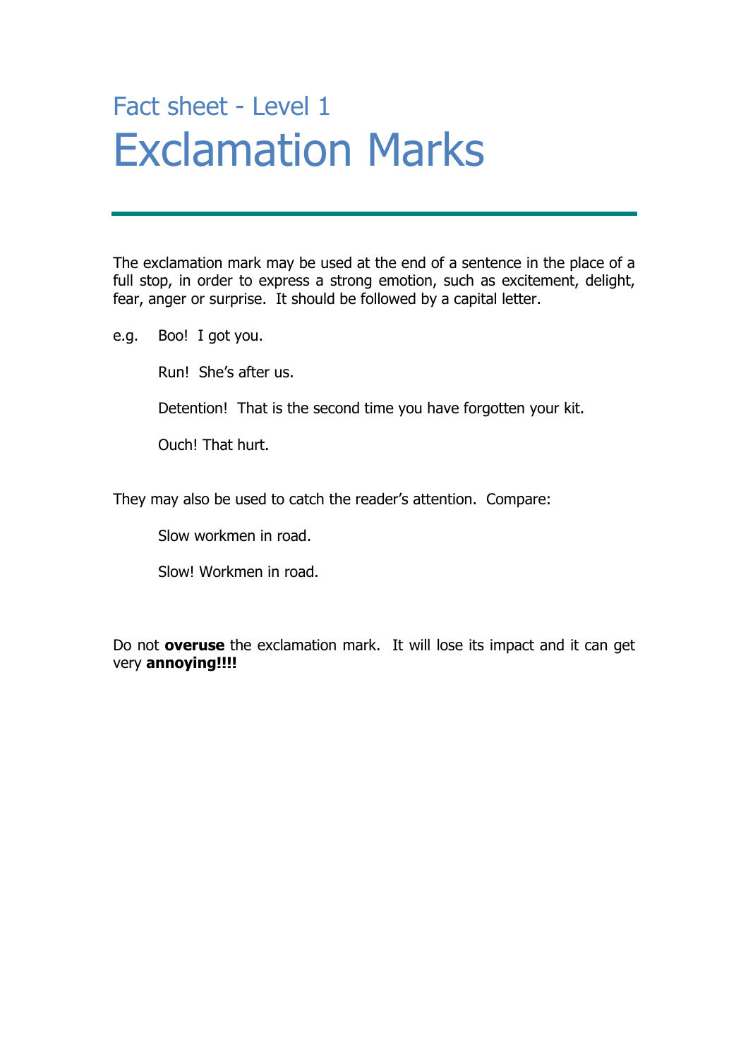## Fact sheet - Level 1

# Exclamation Marks

---

The exclamation mark may be used at the end of a sentence in the place of a full stop, in order to express a strong emotion, such as excitement, delight, fear, anger or surprise. It should be followed by a capital letter.

e.g. Boo! I got you.

Run! She's after us.

Detention! That is the second time you have forgotten your kit.

Ouch! That hurt.

They may also be used to catch the reader's attention. Compare:

Slow workmen in road.

Slow! Workmen in road.

Do not **overuse** the exclamation mark. It will lose its impact and it can get very **annoying!!!!**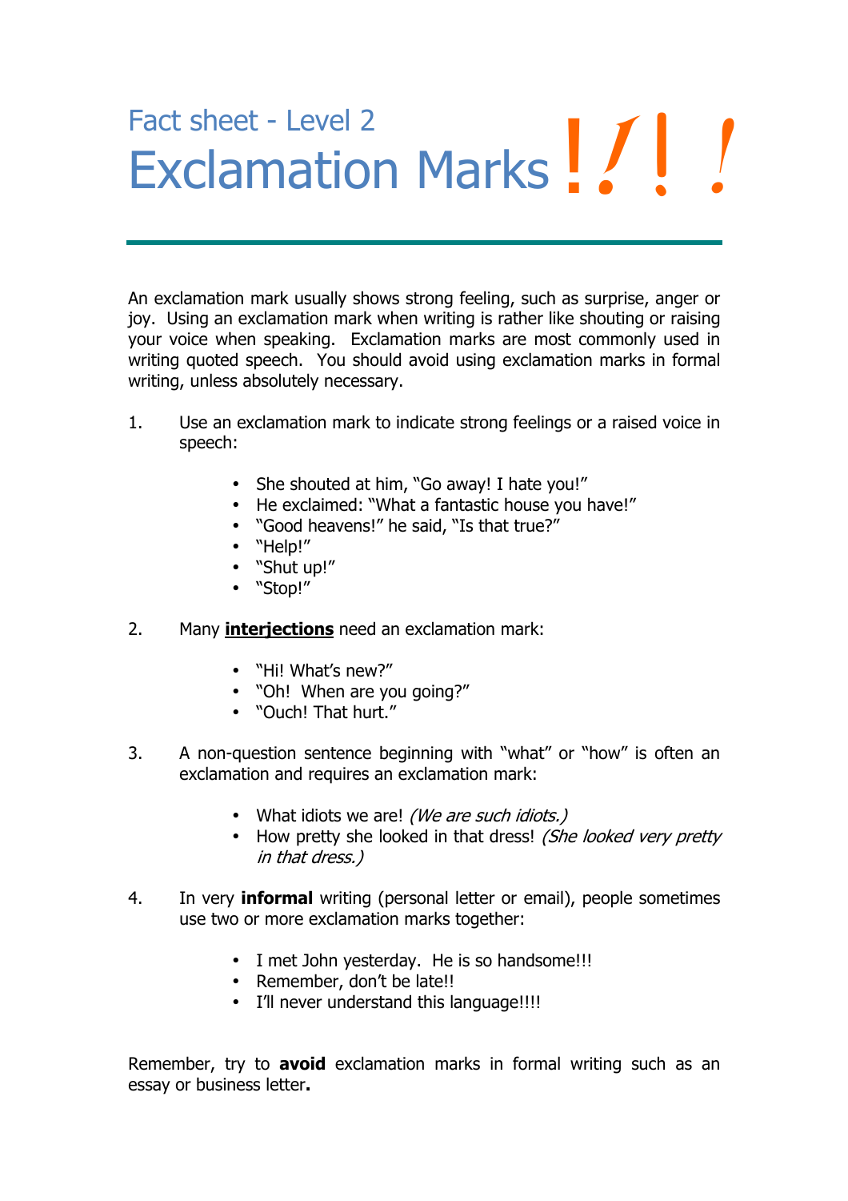Fact sheet - Level 2

# Exclamation Marks !!!!

An exclamation mark usually shows strong feeling, such as surprise, anger or joy. Using an exclamation mark when writing is rather like shouting or raising your voice when speaking. Exclamation marks are most commonly used in writing quoted speech. You should avoid using exclamation marks in formal writing, unless absolutely necessary.

1. Use an exclamation mark to indicate strong feelings or a raised voice in speech:

   - She shouted at him, "Go away! I hate you!"
   - He exclaimed: "What a fantastic house you have!"
   - "Good heavens!" he said, "Is that true?"
   - "Help!"
   - "Shut up!"
   - "Stop!"

2. Many **interjections** need an exclamation mark:

   - "Hi! What's new?"
   - "Oh! When are you going?"
   - "Ouch! That hurt."

3. A non-question sentence beginning with "what" or "how" is often an exclamation and requires an exclamation mark:

   - What idiots we are! *(We are such idiots.)*
   - How pretty she looked in that dress! *(She looked very pretty in that dress.)*

4. In very **informal** writing (personal letter or email), people sometimes use two or more exclamation marks together:

   - I met John yesterday. He is so handsome!!!
   - Remember, don't be late!!
   - I'll never understand this language!!!!

Remember, try to **avoid** exclamation marks in formal writing such as an essay or business letter**.**